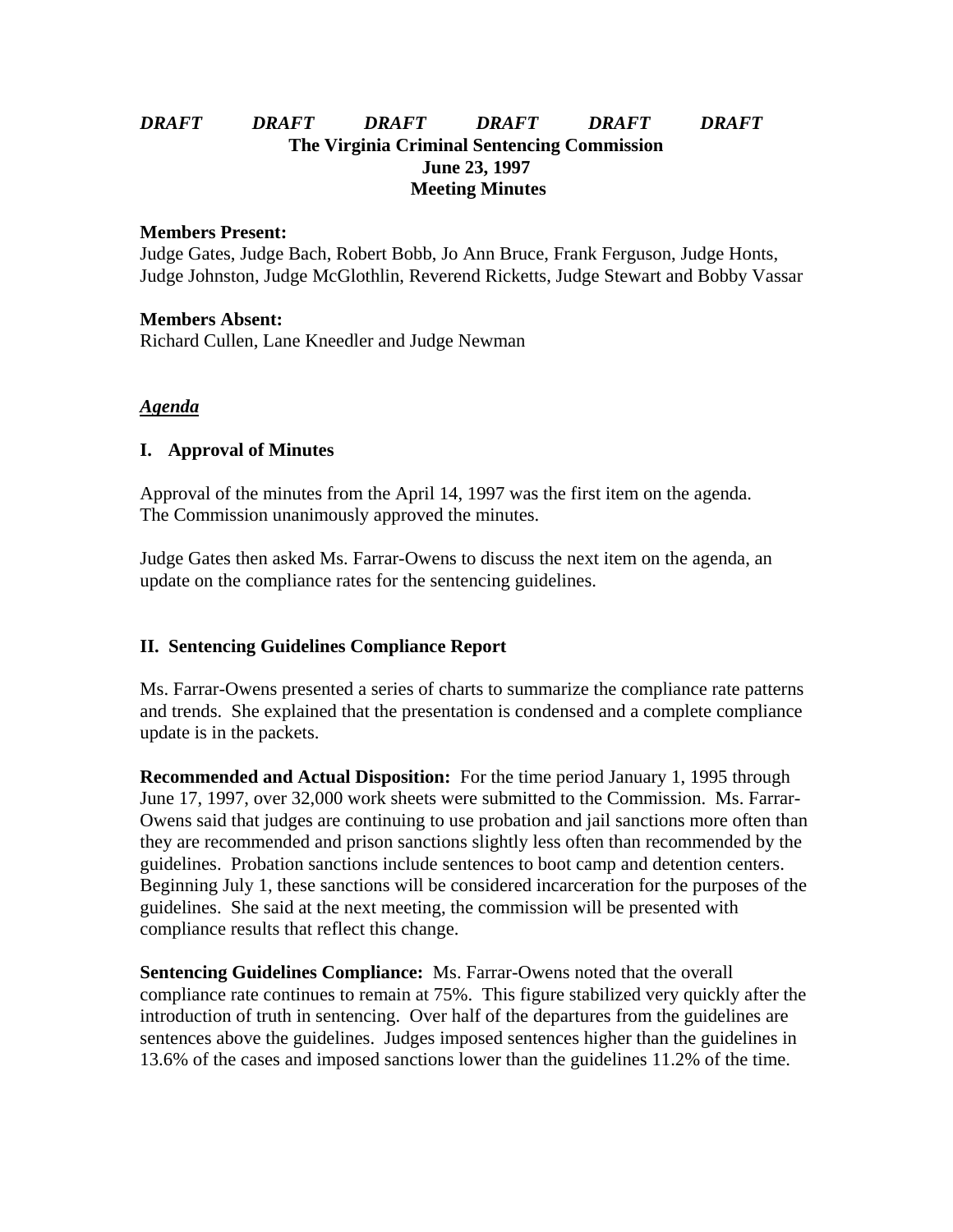***DRAFT DRAFT DRAFT DRAFT DRAFT DRAFT***

**The Virginia Criminal Sentencing Commission**
**June 23, 1997**
**Meeting Minutes**

**Members Present:**
Judge Gates, Judge Bach, Robert Bobb, Jo Ann Bruce, Frank Ferguson, Judge Honts, Judge Johnston, Judge McGlothlin, Reverend Ricketts, Judge Stewart and Bobby Vassar

**Members Absent:**
Richard Cullen, Lane Kneedler and Judge Newman

***Agenda***

## I. Approval of Minutes

Approval of the minutes from the April 14, 1997 was the first item on the agenda. The Commission unanimously approved the minutes.

Judge Gates then asked Ms. Farrar-Owens to discuss the next item on the agenda, an update on the compliance rates for the sentencing guidelines.

## II. Sentencing Guidelines Compliance Report

Ms. Farrar-Owens presented a series of charts to summarize the compliance rate patterns and trends. She explained that the presentation is condensed and a complete compliance update is in the packets.

**Recommended and Actual Disposition:** For the time period January 1, 1995 through June 17, 1997, over 32,000 work sheets were submitted to the Commission. Ms. Farrar-Owens said that judges are continuing to use probation and jail sanctions more often than they are recommended and prison sanctions slightly less often than recommended by the guidelines. Probation sanctions include sentences to boot camp and detention centers. Beginning July 1, these sanctions will be considered incarceration for the purposes of the guidelines. She said at the next meeting, the commission will be presented with compliance results that reflect this change.

**Sentencing Guidelines Compliance:** Ms. Farrar-Owens noted that the overall compliance rate continues to remain at 75%. This figure stabilized very quickly after the introduction of truth in sentencing. Over half of the departures from the guidelines are sentences above the guidelines. Judges imposed sentences higher than the guidelines in 13.6% of the cases and imposed sanctions lower than the guidelines 11.2% of the time.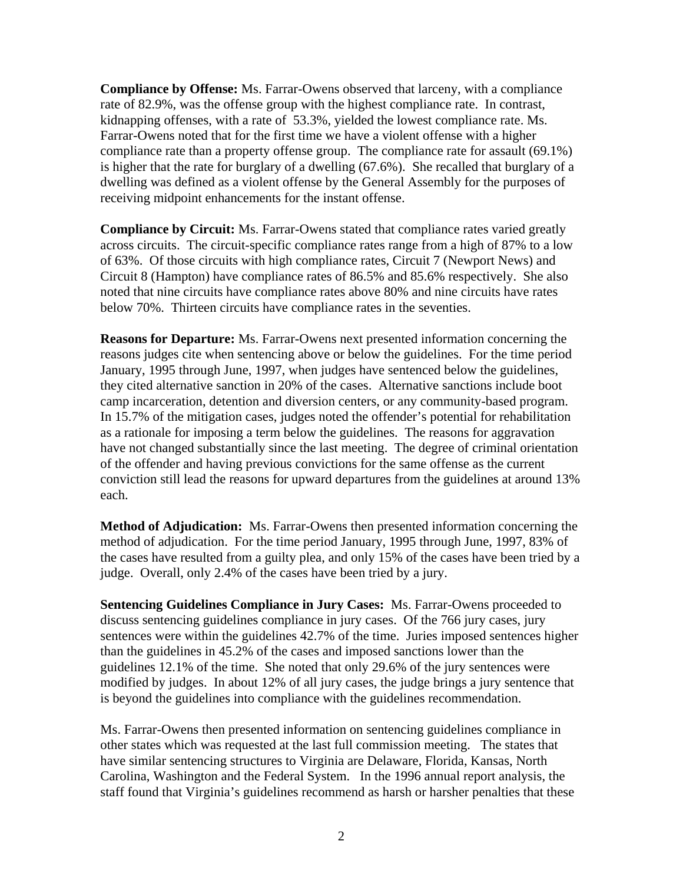**Compliance by Offense:** Ms. Farrar-Owens observed that larceny, with a compliance rate of 82.9%, was the offense group with the highest compliance rate. In contrast, kidnapping offenses, with a rate of 53.3%, yielded the lowest compliance rate. Ms. Farrar-Owens noted that for the first time we have a violent offense with a higher compliance rate than a property offense group. The compliance rate for assault (69.1%) is higher that the rate for burglary of a dwelling (67.6%). She recalled that burglary of a dwelling was defined as a violent offense by the General Assembly for the purposes of receiving midpoint enhancements for the instant offense.

**Compliance by Circuit:** Ms. Farrar-Owens stated that compliance rates varied greatly across circuits. The circuit-specific compliance rates range from a high of 87% to a low of 63%. Of those circuits with high compliance rates, Circuit 7 (Newport News) and Circuit 8 (Hampton) have compliance rates of 86.5% and 85.6% respectively. She also noted that nine circuits have compliance rates above 80% and nine circuits have rates below 70%. Thirteen circuits have compliance rates in the seventies.

**Reasons for Departure:** Ms. Farrar-Owens next presented information concerning the reasons judges cite when sentencing above or below the guidelines. For the time period January, 1995 through June, 1997, when judges have sentenced below the guidelines, they cited alternative sanction in 20% of the cases. Alternative sanctions include boot camp incarceration, detention and diversion centers, or any community-based program. In 15.7% of the mitigation cases, judges noted the offender's potential for rehabilitation as a rationale for imposing a term below the guidelines. The reasons for aggravation have not changed substantially since the last meeting. The degree of criminal orientation of the offender and having previous convictions for the same offense as the current conviction still lead the reasons for upward departures from the guidelines at around 13% each.

**Method of Adjudication:** Ms. Farrar-Owens then presented information concerning the method of adjudication. For the time period January, 1995 through June, 1997, 83% of the cases have resulted from a guilty plea, and only 15% of the cases have been tried by a judge. Overall, only 2.4% of the cases have been tried by a jury.

**Sentencing Guidelines Compliance in Jury Cases:** Ms. Farrar-Owens proceeded to discuss sentencing guidelines compliance in jury cases. Of the 766 jury cases, jury sentences were within the guidelines 42.7% of the time. Juries imposed sentences higher than the guidelines in 45.2% of the cases and imposed sanctions lower than the guidelines 12.1% of the time. She noted that only 29.6% of the jury sentences were modified by judges. In about 12% of all jury cases, the judge brings a jury sentence that is beyond the guidelines into compliance with the guidelines recommendation.

Ms. Farrar-Owens then presented information on sentencing guidelines compliance in other states which was requested at the last full commission meeting. The states that have similar sentencing structures to Virginia are Delaware, Florida, Kansas, North Carolina, Washington and the Federal System. In the 1996 annual report analysis, the staff found that Virginia's guidelines recommend as harsh or harsher penalties that these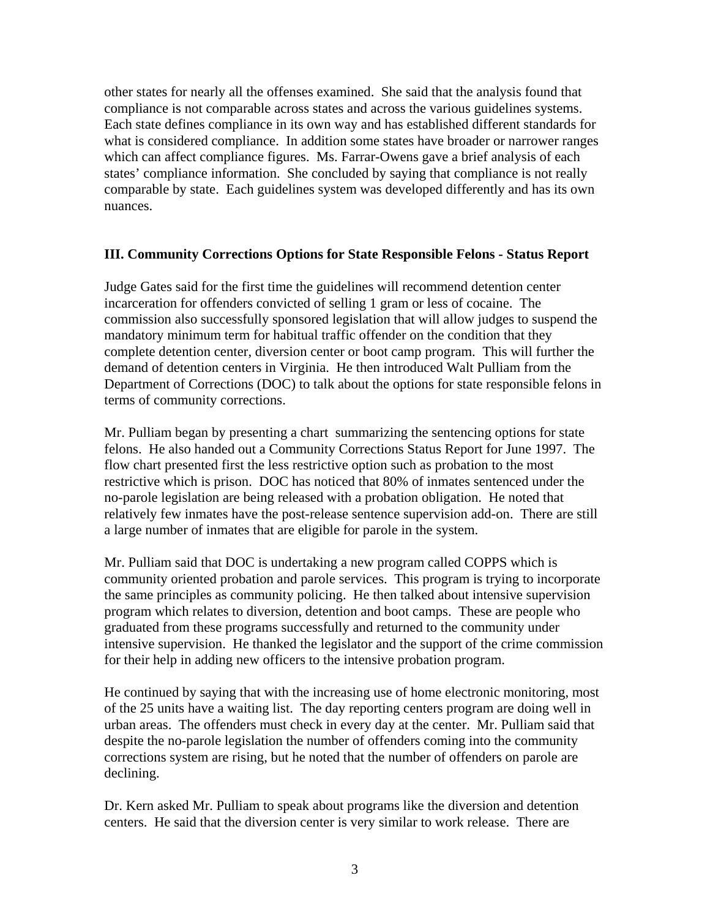other states for nearly all the offenses examined. She said that the analysis found that compliance is not comparable across states and across the various guidelines systems. Each state defines compliance in its own way and has established different standards for what is considered compliance. In addition some states have broader or narrower ranges which can affect compliance figures. Ms. Farrar-Owens gave a brief analysis of each states' compliance information. She concluded by saying that compliance is not really comparable by state. Each guidelines system was developed differently and has its own nuances.

### III. Community Corrections Options for State Responsible Felons - Status Report

Judge Gates said for the first time the guidelines will recommend detention center incarceration for offenders convicted of selling 1 gram or less of cocaine. The commission also successfully sponsored legislation that will allow judges to suspend the mandatory minimum term for habitual traffic offender on the condition that they complete detention center, diversion center or boot camp program. This will further the demand of detention centers in Virginia. He then introduced Walt Pulliam from the Department of Corrections (DOC) to talk about the options for state responsible felons in terms of community corrections.

Mr. Pulliam began by presenting a chart summarizing the sentencing options for state felons. He also handed out a Community Corrections Status Report for June 1997. The flow chart presented first the less restrictive option such as probation to the most restrictive which is prison. DOC has noticed that 80% of inmates sentenced under the no-parole legislation are being released with a probation obligation. He noted that relatively few inmates have the post-release sentence supervision add-on. There are still a large number of inmates that are eligible for parole in the system.

Mr. Pulliam said that DOC is undertaking a new program called COPPS which is community oriented probation and parole services. This program is trying to incorporate the same principles as community policing. He then talked about intensive supervision program which relates to diversion, detention and boot camps. These are people who graduated from these programs successfully and returned to the community under intensive supervision. He thanked the legislator and the support of the crime commission for their help in adding new officers to the intensive probation program.

He continued by saying that with the increasing use of home electronic monitoring, most of the 25 units have a waiting list. The day reporting centers program are doing well in urban areas. The offenders must check in every day at the center. Mr. Pulliam said that despite the no-parole legislation the number of offenders coming into the community corrections system are rising, but he noted that the number of offenders on parole are declining.

Dr. Kern asked Mr. Pulliam to speak about programs like the diversion and detention centers. He said that the diversion center is very similar to work release. There are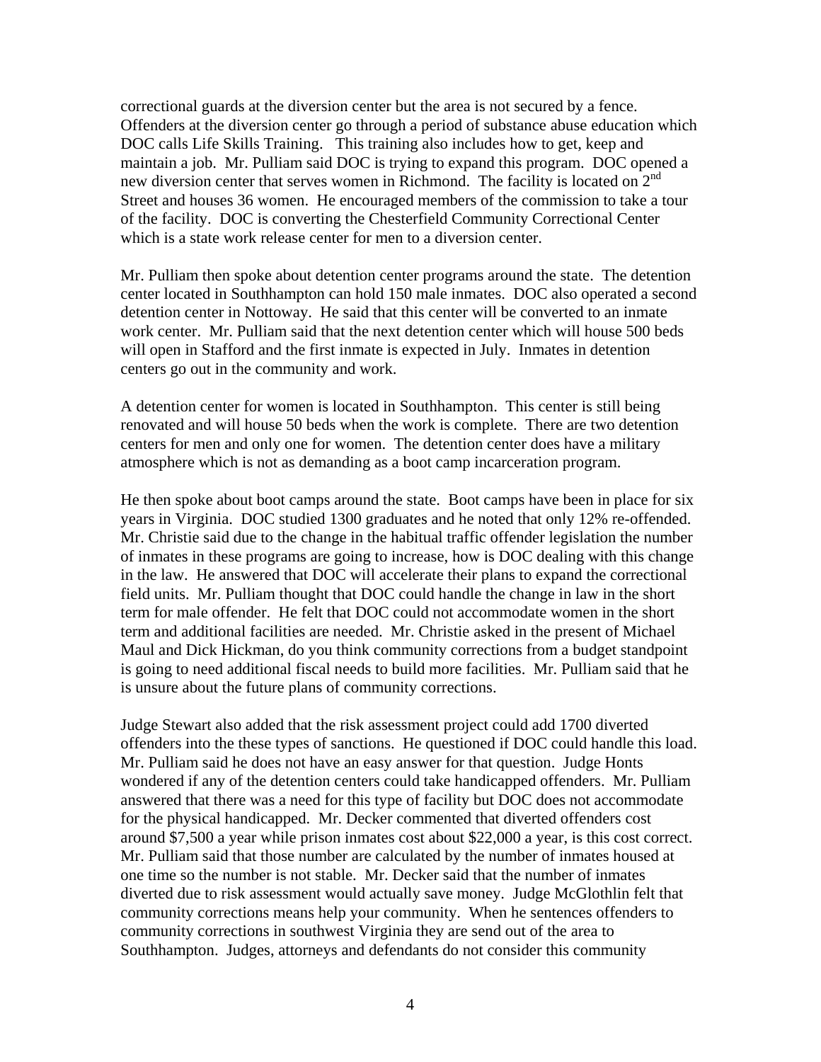correctional guards at the diversion center but the area is not secured by a fence. Offenders at the diversion center go through a period of substance abuse education which DOC calls Life Skills Training. This training also includes how to get, keep and maintain a job. Mr. Pulliam said DOC is trying to expand this program. DOC opened a new diversion center that serves women in Richmond. The facility is located on 2nd Street and houses 36 women. He encouraged members of the commission to take a tour of the facility. DOC is converting the Chesterfield Community Correctional Center which is a state work release center for men to a diversion center.

Mr. Pulliam then spoke about detention center programs around the state. The detention center located in Southhampton can hold 150 male inmates. DOC also operated a second detention center in Nottoway. He said that this center will be converted to an inmate work center. Mr. Pulliam said that the next detention center which will house 500 beds will open in Stafford and the first inmate is expected in July. Inmates in detention centers go out in the community and work.

A detention center for women is located in Southhampton. This center is still being renovated and will house 50 beds when the work is complete. There are two detention centers for men and only one for women. The detention center does have a military atmosphere which is not as demanding as a boot camp incarceration program.

He then spoke about boot camps around the state. Boot camps have been in place for six years in Virginia. DOC studied 1300 graduates and he noted that only 12% re-offended. Mr. Christie said due to the change in the habitual traffic offender legislation the number of inmates in these programs are going to increase, how is DOC dealing with this change in the law. He answered that DOC will accelerate their plans to expand the correctional field units. Mr. Pulliam thought that DOC could handle the change in law in the short term for male offender. He felt that DOC could not accommodate women in the short term and additional facilities are needed. Mr. Christie asked in the present of Michael Maul and Dick Hickman, do you think community corrections from a budget standpoint is going to need additional fiscal needs to build more facilities. Mr. Pulliam said that he is unsure about the future plans of community corrections.

Judge Stewart also added that the risk assessment project could add 1700 diverted offenders into the these types of sanctions. He questioned if DOC could handle this load. Mr. Pulliam said he does not have an easy answer for that question. Judge Honts wondered if any of the detention centers could take handicapped offenders. Mr. Pulliam answered that there was a need for this type of facility but DOC does not accommodate for the physical handicapped. Mr. Decker commented that diverted offenders cost around $7,500 a year while prison inmates cost about $22,000 a year, is this cost correct. Mr. Pulliam said that those number are calculated by the number of inmates housed at one time so the number is not stable. Mr. Decker said that the number of inmates diverted due to risk assessment would actually save money. Judge McGlothlin felt that community corrections means help your community. When he sentences offenders to community corrections in southwest Virginia they are send out of the area to Southhampton. Judges, attorneys and defendants do not consider this community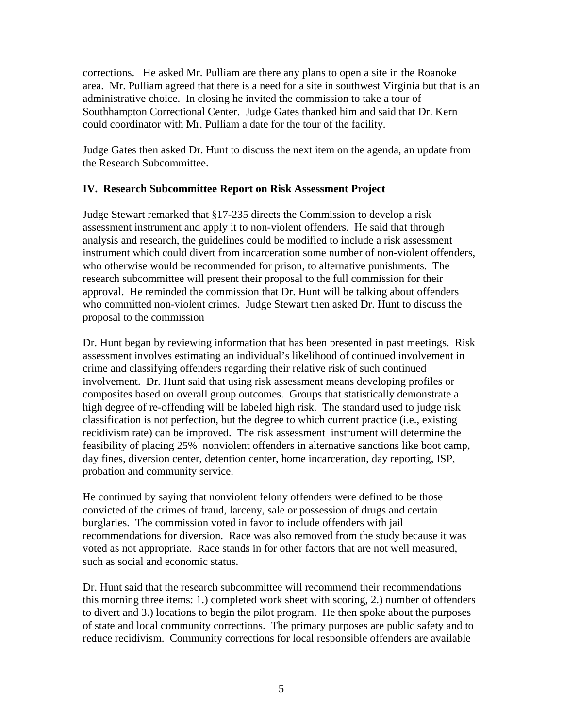corrections. He asked Mr. Pulliam are there any plans to open a site in the Roanoke area. Mr. Pulliam agreed that there is a need for a site in southwest Virginia but that is an administrative choice. In closing he invited the commission to take a tour of Southhampton Correctional Center. Judge Gates thanked him and said that Dr. Kern could coordinator with Mr. Pulliam a date for the tour of the facility.

Judge Gates then asked Dr. Hunt to discuss the next item on the agenda, an update from the Research Subcommittee.

**IV. Research Subcommittee Report on Risk Assessment Project**

Judge Stewart remarked that §17-235 directs the Commission to develop a risk assessment instrument and apply it to non-violent offenders. He said that through analysis and research, the guidelines could be modified to include a risk assessment instrument which could divert from incarceration some number of non-violent offenders, who otherwise would be recommended for prison, to alternative punishments. The research subcommittee will present their proposal to the full commission for their approval. He reminded the commission that Dr. Hunt will be talking about offenders who committed non-violent crimes. Judge Stewart then asked Dr. Hunt to discuss the proposal to the commission

Dr. Hunt began by reviewing information that has been presented in past meetings. Risk assessment involves estimating an individual's likelihood of continued involvement in crime and classifying offenders regarding their relative risk of such continued involvement. Dr. Hunt said that using risk assessment means developing profiles or composites based on overall group outcomes. Groups that statistically demonstrate a high degree of re-offending will be labeled high risk. The standard used to judge risk classification is not perfection, but the degree to which current practice (i.e., existing recidivism rate) can be improved. The risk assessment instrument will determine the feasibility of placing 25% nonviolent offenders in alternative sanctions like boot camp, day fines, diversion center, detention center, home incarceration, day reporting, ISP, probation and community service.

He continued by saying that nonviolent felony offenders were defined to be those convicted of the crimes of fraud, larceny, sale or possession of drugs and certain burglaries. The commission voted in favor to include offenders with jail recommendations for diversion. Race was also removed from the study because it was voted as not appropriate. Race stands in for other factors that are not well measured, such as social and economic status.

Dr. Hunt said that the research subcommittee will recommend their recommendations this morning three items: 1.) completed work sheet with scoring, 2.) number of offenders to divert and 3.) locations to begin the pilot program. He then spoke about the purposes of state and local community corrections. The primary purposes are public safety and to reduce recidivism. Community corrections for local responsible offenders are available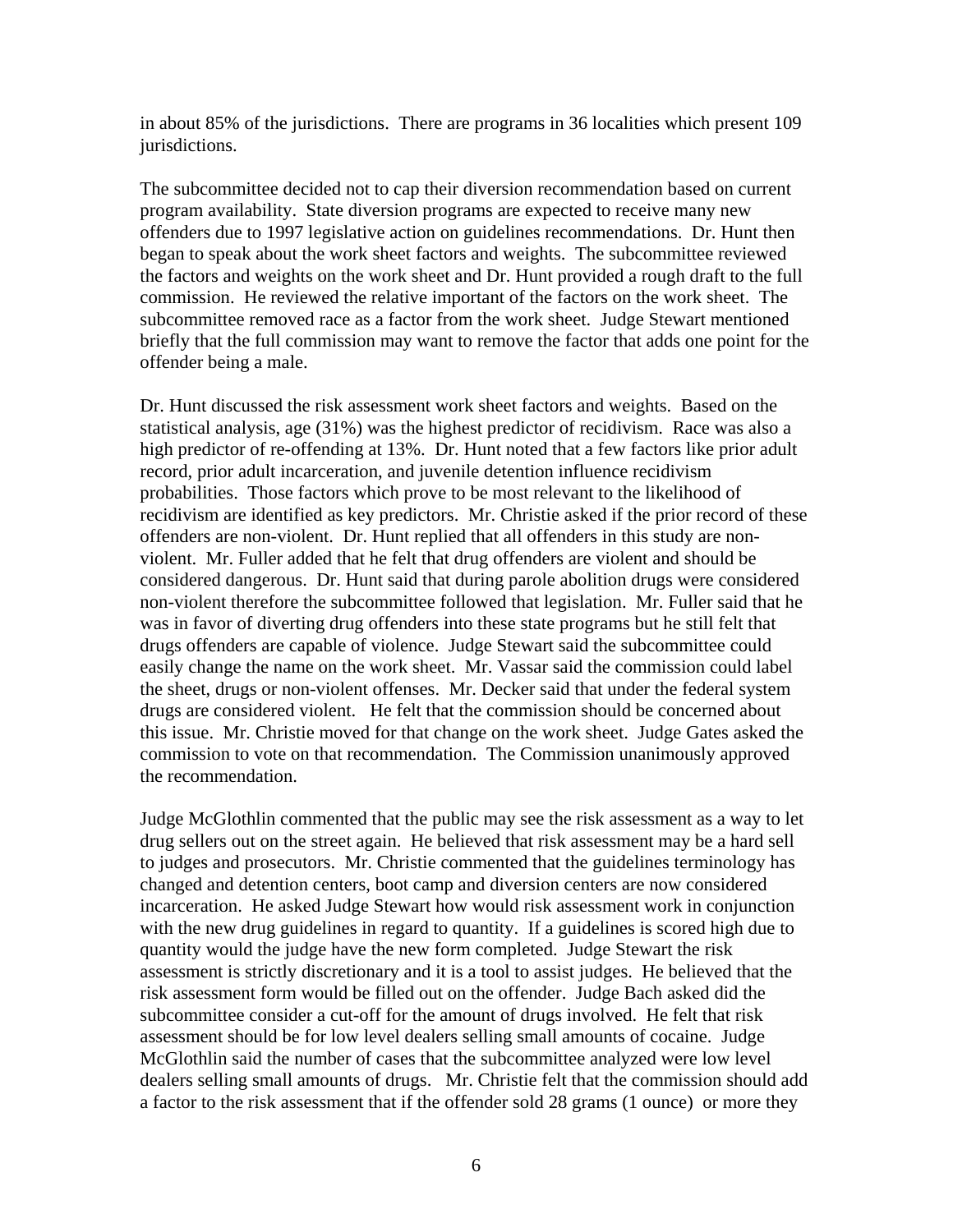in about 85% of the jurisdictions. There are programs in 36 localities which present 109 jurisdictions.

The subcommittee decided not to cap their diversion recommendation based on current program availability. State diversion programs are expected to receive many new offenders due to 1997 legislative action on guidelines recommendations. Dr. Hunt then began to speak about the work sheet factors and weights. The subcommittee reviewed the factors and weights on the work sheet and Dr. Hunt provided a rough draft to the full commission. He reviewed the relative important of the factors on the work sheet. The subcommittee removed race as a factor from the work sheet. Judge Stewart mentioned briefly that the full commission may want to remove the factor that adds one point for the offender being a male.

Dr. Hunt discussed the risk assessment work sheet factors and weights. Based on the statistical analysis, age (31%) was the highest predictor of recidivism. Race was also a high predictor of re-offending at 13%. Dr. Hunt noted that a few factors like prior adult record, prior adult incarceration, and juvenile detention influence recidivism probabilities. Those factors which prove to be most relevant to the likelihood of recidivism are identified as key predictors. Mr. Christie asked if the prior record of these offenders are non-violent. Dr. Hunt replied that all offenders in this study are non-violent. Mr. Fuller added that he felt that drug offenders are violent and should be considered dangerous. Dr. Hunt said that during parole abolition drugs were considered non-violent therefore the subcommittee followed that legislation. Mr. Fuller said that he was in favor of diverting drug offenders into these state programs but he still felt that drugs offenders are capable of violence. Judge Stewart said the subcommittee could easily change the name on the work sheet. Mr. Vassar said the commission could label the sheet, drugs or non-violent offenses. Mr. Decker said that under the federal system drugs are considered violent. He felt that the commission should be concerned about this issue. Mr. Christie moved for that change on the work sheet. Judge Gates asked the commission to vote on that recommendation. The Commission unanimously approved the recommendation.

Judge McGlothlin commented that the public may see the risk assessment as a way to let drug sellers out on the street again. He believed that risk assessment may be a hard sell to judges and prosecutors. Mr. Christie commented that the guidelines terminology has changed and detention centers, boot camp and diversion centers are now considered incarceration. He asked Judge Stewart how would risk assessment work in conjunction with the new drug guidelines in regard to quantity. If a guidelines is scored high due to quantity would the judge have the new form completed. Judge Stewart the risk assessment is strictly discretionary and it is a tool to assist judges. He believed that the risk assessment form would be filled out on the offender. Judge Bach asked did the subcommittee consider a cut-off for the amount of drugs involved. He felt that risk assessment should be for low level dealers selling small amounts of cocaine. Judge McGlothlin said the number of cases that the subcommittee analyzed were low level dealers selling small amounts of drugs. Mr. Christie felt that the commission should add a factor to the risk assessment that if the offender sold 28 grams (1 ounce) or more they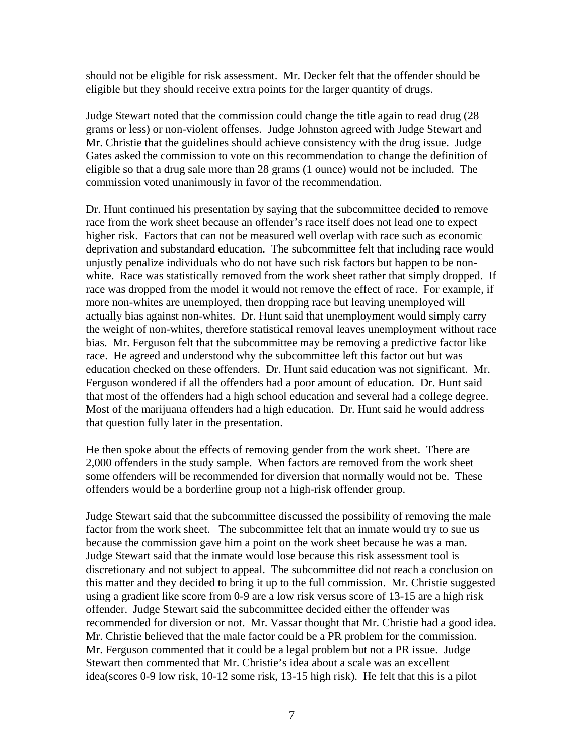should not be eligible for risk assessment. Mr. Decker felt that the offender should be eligible but they should receive extra points for the larger quantity of drugs.

Judge Stewart noted that the commission could change the title again to read drug (28 grams or less) or non-violent offenses. Judge Johnston agreed with Judge Stewart and Mr. Christie that the guidelines should achieve consistency with the drug issue. Judge Gates asked the commission to vote on this recommendation to change the definition of eligible so that a drug sale more than 28 grams (1 ounce) would not be included. The commission voted unanimously in favor of the recommendation.

Dr. Hunt continued his presentation by saying that the subcommittee decided to remove race from the work sheet because an offender's race itself does not lead one to expect higher risk. Factors that can not be measured well overlap with race such as economic deprivation and substandard education. The subcommittee felt that including race would unjustly penalize individuals who do not have such risk factors but happen to be non-white. Race was statistically removed from the work sheet rather that simply dropped. If race was dropped from the model it would not remove the effect of race. For example, if more non-whites are unemployed, then dropping race but leaving unemployed will actually bias against non-whites. Dr. Hunt said that unemployment would simply carry the weight of non-whites, therefore statistical removal leaves unemployment without race bias. Mr. Ferguson felt that the subcommittee may be removing a predictive factor like race. He agreed and understood why the subcommittee left this factor out but was education checked on these offenders. Dr. Hunt said education was not significant. Mr. Ferguson wondered if all the offenders had a poor amount of education. Dr. Hunt said that most of the offenders had a high school education and several had a college degree. Most of the marijuana offenders had a high education. Dr. Hunt said he would address that question fully later in the presentation.

He then spoke about the effects of removing gender from the work sheet. There are 2,000 offenders in the study sample. When factors are removed from the work sheet some offenders will be recommended for diversion that normally would not be. These offenders would be a borderline group not a high-risk offender group.

Judge Stewart said that the subcommittee discussed the possibility of removing the male factor from the work sheet. The subcommittee felt that an inmate would try to sue us because the commission gave him a point on the work sheet because he was a man. Judge Stewart said that the inmate would lose because this risk assessment tool is discretionary and not subject to appeal. The subcommittee did not reach a conclusion on this matter and they decided to bring it up to the full commission. Mr. Christie suggested using a gradient like score from 0-9 are a low risk versus score of 13-15 are a high risk offender. Judge Stewart said the subcommittee decided either the offender was recommended for diversion or not. Mr. Vassar thought that Mr. Christie had a good idea. Mr. Christie believed that the male factor could be a PR problem for the commission. Mr. Ferguson commented that it could be a legal problem but not a PR issue. Judge Stewart then commented that Mr. Christie's idea about a scale was an excellent idea(scores 0-9 low risk, 10-12 some risk, 13-15 high risk). He felt that this is a pilot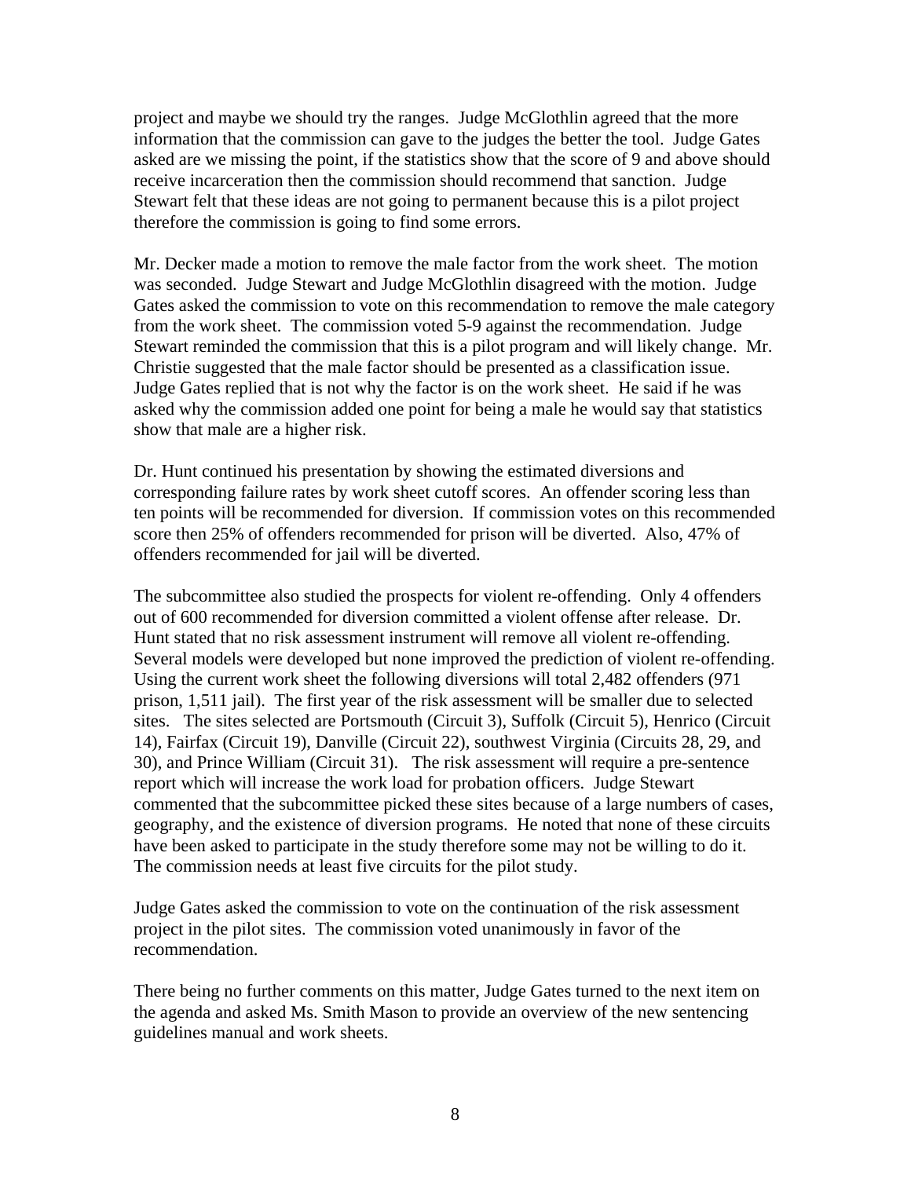project and maybe we should try the ranges. Judge McGlothlin agreed that the more information that the commission can gave to the judges the better the tool. Judge Gates asked are we missing the point, if the statistics show that the score of 9 and above should receive incarceration then the commission should recommend that sanction. Judge Stewart felt that these ideas are not going to permanent because this is a pilot project therefore the commission is going to find some errors.

Mr. Decker made a motion to remove the male factor from the work sheet. The motion was seconded. Judge Stewart and Judge McGlothlin disagreed with the motion. Judge Gates asked the commission to vote on this recommendation to remove the male category from the work sheet. The commission voted 5-9 against the recommendation. Judge Stewart reminded the commission that this is a pilot program and will likely change. Mr. Christie suggested that the male factor should be presented as a classification issue. Judge Gates replied that is not why the factor is on the work sheet. He said if he was asked why the commission added one point for being a male he would say that statistics show that male are a higher risk.

Dr. Hunt continued his presentation by showing the estimated diversions and corresponding failure rates by work sheet cutoff scores. An offender scoring less than ten points will be recommended for diversion. If commission votes on this recommended score then 25% of offenders recommended for prison will be diverted. Also, 47% of offenders recommended for jail will be diverted.

The subcommittee also studied the prospects for violent re-offending. Only 4 offenders out of 600 recommended for diversion committed a violent offense after release. Dr. Hunt stated that no risk assessment instrument will remove all violent re-offending. Several models were developed but none improved the prediction of violent re-offending. Using the current work sheet the following diversions will total 2,482 offenders (971 prison, 1,511 jail). The first year of the risk assessment will be smaller due to selected sites. The sites selected are Portsmouth (Circuit 3), Suffolk (Circuit 5), Henrico (Circuit 14), Fairfax (Circuit 19), Danville (Circuit 22), southwest Virginia (Circuits 28, 29, and 30), and Prince William (Circuit 31). The risk assessment will require a pre-sentence report which will increase the work load for probation officers. Judge Stewart commented that the subcommittee picked these sites because of a large numbers of cases, geography, and the existence of diversion programs. He noted that none of these circuits have been asked to participate in the study therefore some may not be willing to do it. The commission needs at least five circuits for the pilot study.

Judge Gates asked the commission to vote on the continuation of the risk assessment project in the pilot sites. The commission voted unanimously in favor of the recommendation.

There being no further comments on this matter, Judge Gates turned to the next item on the agenda and asked Ms. Smith Mason to provide an overview of the new sentencing guidelines manual and work sheets.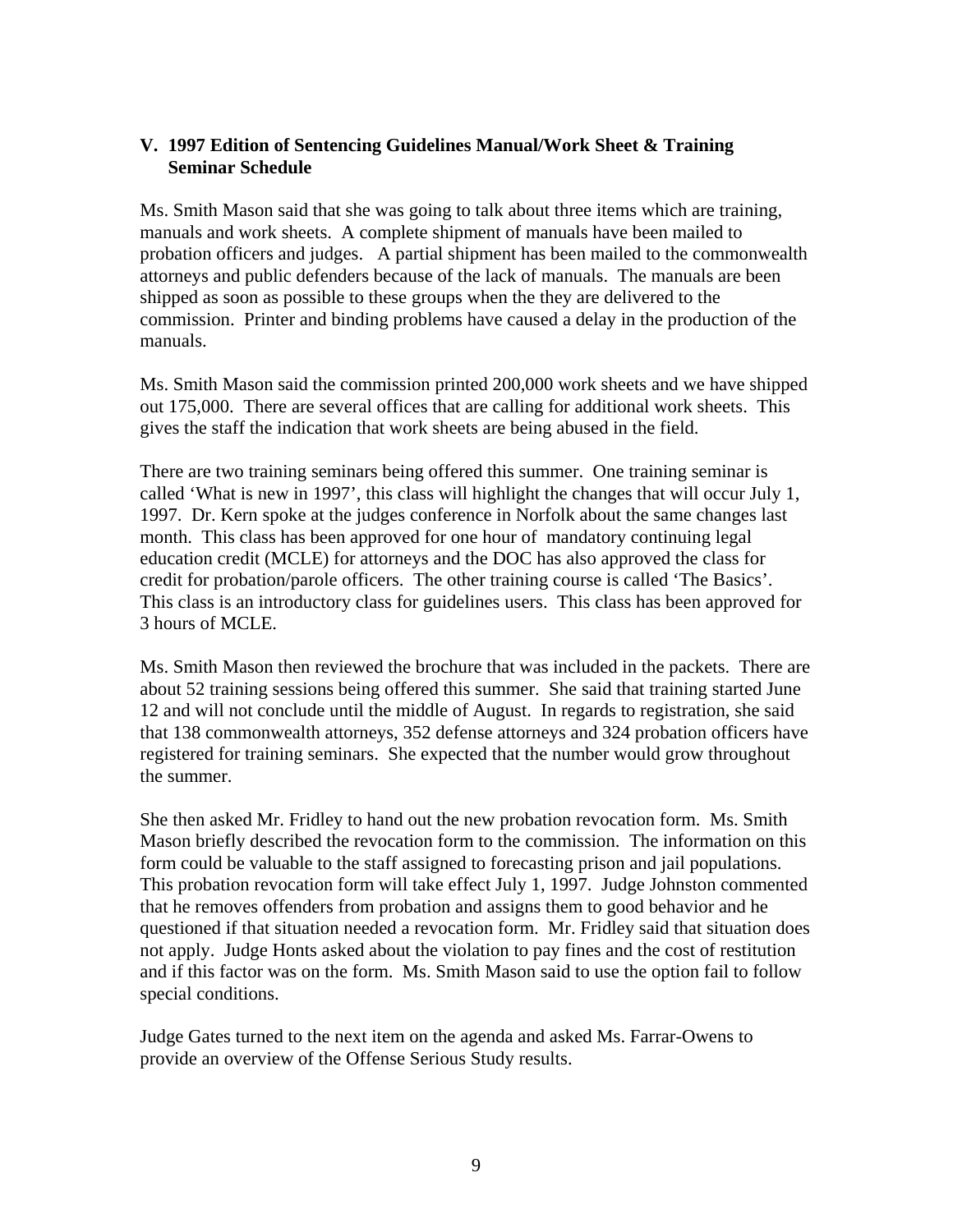### V. 1997 Edition of Sentencing Guidelines Manual/Work Sheet & Training Seminar Schedule

Ms. Smith Mason said that she was going to talk about three items which are training, manuals and work sheets. A complete shipment of manuals have been mailed to probation officers and judges. A partial shipment has been mailed to the commonwealth attorneys and public defenders because of the lack of manuals. The manuals are been shipped as soon as possible to these groups when the they are delivered to the commission. Printer and binding problems have caused a delay in the production of the manuals.

Ms. Smith Mason said the commission printed 200,000 work sheets and we have shipped out 175,000. There are several offices that are calling for additional work sheets. This gives the staff the indication that work sheets are being abused in the field.

There are two training seminars being offered this summer. One training seminar is called 'What is new in 1997', this class will highlight the changes that will occur July 1, 1997. Dr. Kern spoke at the judges conference in Norfolk about the same changes last month. This class has been approved for one hour of mandatory continuing legal education credit (MCLE) for attorneys and the DOC has also approved the class for credit for probation/parole officers. The other training course is called 'The Basics'. This class is an introductory class for guidelines users. This class has been approved for 3 hours of MCLE.

Ms. Smith Mason then reviewed the brochure that was included in the packets. There are about 52 training sessions being offered this summer. She said that training started June 12 and will not conclude until the middle of August. In regards to registration, she said that 138 commonwealth attorneys, 352 defense attorneys and 324 probation officers have registered for training seminars. She expected that the number would grow throughout the summer.

She then asked Mr. Fridley to hand out the new probation revocation form. Ms. Smith Mason briefly described the revocation form to the commission. The information on this form could be valuable to the staff assigned to forecasting prison and jail populations. This probation revocation form will take effect July 1, 1997. Judge Johnston commented that he removes offenders from probation and assigns them to good behavior and he questioned if that situation needed a revocation form. Mr. Fridley said that situation does not apply. Judge Honts asked about the violation to pay fines and the cost of restitution and if this factor was on the form. Ms. Smith Mason said to use the option fail to follow special conditions.

Judge Gates turned to the next item on the agenda and asked Ms. Farrar-Owens to provide an overview of the Offense Serious Study results.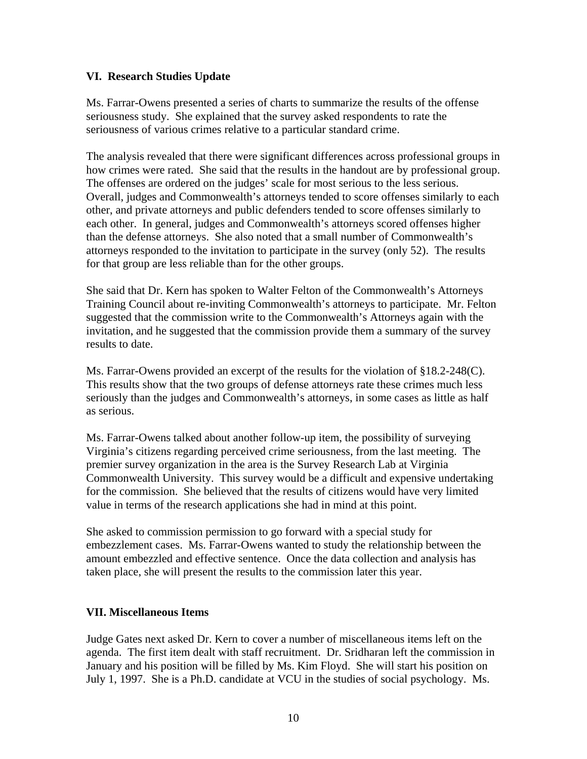## VI. Research Studies Update

Ms. Farrar-Owens presented a series of charts to summarize the results of the offense seriousness study. She explained that the survey asked respondents to rate the seriousness of various crimes relative to a particular standard crime.

The analysis revealed that there were significant differences across professional groups in how crimes were rated. She said that the results in the handout are by professional group. The offenses are ordered on the judges' scale for most serious to the less serious. Overall, judges and Commonwealth's attorneys tended to score offenses similarly to each other, and private attorneys and public defenders tended to score offenses similarly to each other. In general, judges and Commonwealth's attorneys scored offenses higher than the defense attorneys. She also noted that a small number of Commonwealth's attorneys responded to the invitation to participate in the survey (only 52). The results for that group are less reliable than for the other groups.

She said that Dr. Kern has spoken to Walter Felton of the Commonwealth's Attorneys Training Council about re-inviting Commonwealth's attorneys to participate. Mr. Felton suggested that the commission write to the Commonwealth's Attorneys again with the invitation, and he suggested that the commission provide them a summary of the survey results to date.

Ms. Farrar-Owens provided an excerpt of the results for the violation of §18.2-248(C). This results show that the two groups of defense attorneys rate these crimes much less seriously than the judges and Commonwealth's attorneys, in some cases as little as half as serious.

Ms. Farrar-Owens talked about another follow-up item, the possibility of surveying Virginia's citizens regarding perceived crime seriousness, from the last meeting. The premier survey organization in the area is the Survey Research Lab at Virginia Commonwealth University. This survey would be a difficult and expensive undertaking for the commission. She believed that the results of citizens would have very limited value in terms of the research applications she had in mind at this point.

She asked to commission permission to go forward with a special study for embezzlement cases. Ms. Farrar-Owens wanted to study the relationship between the amount embezzled and effective sentence. Once the data collection and analysis has taken place, she will present the results to the commission later this year.

## VII. Miscellaneous Items

Judge Gates next asked Dr. Kern to cover a number of miscellaneous items left on the agenda. The first item dealt with staff recruitment. Dr. Sridharan left the commission in January and his position will be filled by Ms. Kim Floyd. She will start his position on July 1, 1997. She is a Ph.D. candidate at VCU in the studies of social psychology. Ms.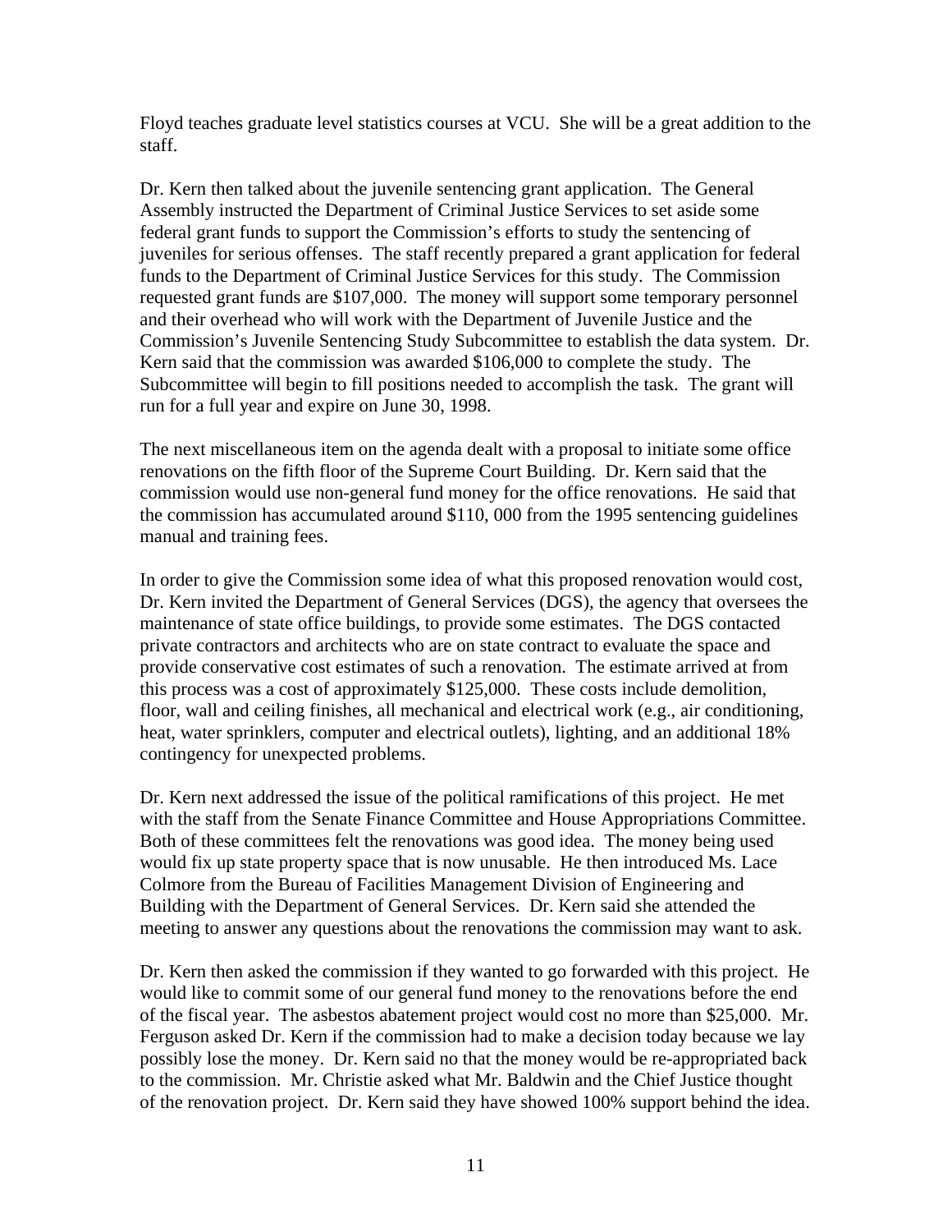Floyd teaches graduate level statistics courses at VCU. She will be a great addition to the staff.

Dr. Kern then talked about the juvenile sentencing grant application. The General Assembly instructed the Department of Criminal Justice Services to set aside some federal grant funds to support the Commission's efforts to study the sentencing of juveniles for serious offenses. The staff recently prepared a grant application for federal funds to the Department of Criminal Justice Services for this study. The Commission requested grant funds are $107,000. The money will support some temporary personnel and their overhead who will work with the Department of Juvenile Justice and the Commission's Juvenile Sentencing Study Subcommittee to establish the data system. Dr. Kern said that the commission was awarded $106,000 to complete the study. The Subcommittee will begin to fill positions needed to accomplish the task. The grant will run for a full year and expire on June 30, 1998.

The next miscellaneous item on the agenda dealt with a proposal to initiate some office renovations on the fifth floor of the Supreme Court Building. Dr. Kern said that the commission would use non-general fund money for the office renovations. He said that the commission has accumulated around $110, 000 from the 1995 sentencing guidelines manual and training fees.

In order to give the Commission some idea of what this proposed renovation would cost, Dr. Kern invited the Department of General Services (DGS), the agency that oversees the maintenance of state office buildings, to provide some estimates. The DGS contacted private contractors and architects who are on state contract to evaluate the space and provide conservative cost estimates of such a renovation. The estimate arrived at from this process was a cost of approximately $125,000. These costs include demolition, floor, wall and ceiling finishes, all mechanical and electrical work (e.g., air conditioning, heat, water sprinklers, computer and electrical outlets), lighting, and an additional 18% contingency for unexpected problems.

Dr. Kern next addressed the issue of the political ramifications of this project. He met with the staff from the Senate Finance Committee and House Appropriations Committee. Both of these committees felt the renovations was good idea. The money being used would fix up state property space that is now unusable. He then introduced Ms. Lace Colmore from the Bureau of Facilities Management Division of Engineering and Building with the Department of General Services. Dr. Kern said she attended the meeting to answer any questions about the renovations the commission may want to ask.

Dr. Kern then asked the commission if they wanted to go forwarded with this project. He would like to commit some of our general fund money to the renovations before the end of the fiscal year. The asbestos abatement project would cost no more than $25,000. Mr. Ferguson asked Dr. Kern if the commission had to make a decision today because we lay possibly lose the money. Dr. Kern said no that the money would be re-appropriated back to the commission. Mr. Christie asked what Mr. Baldwin and the Chief Justice thought of the renovation project. Dr. Kern said they have showed 100% support behind the idea.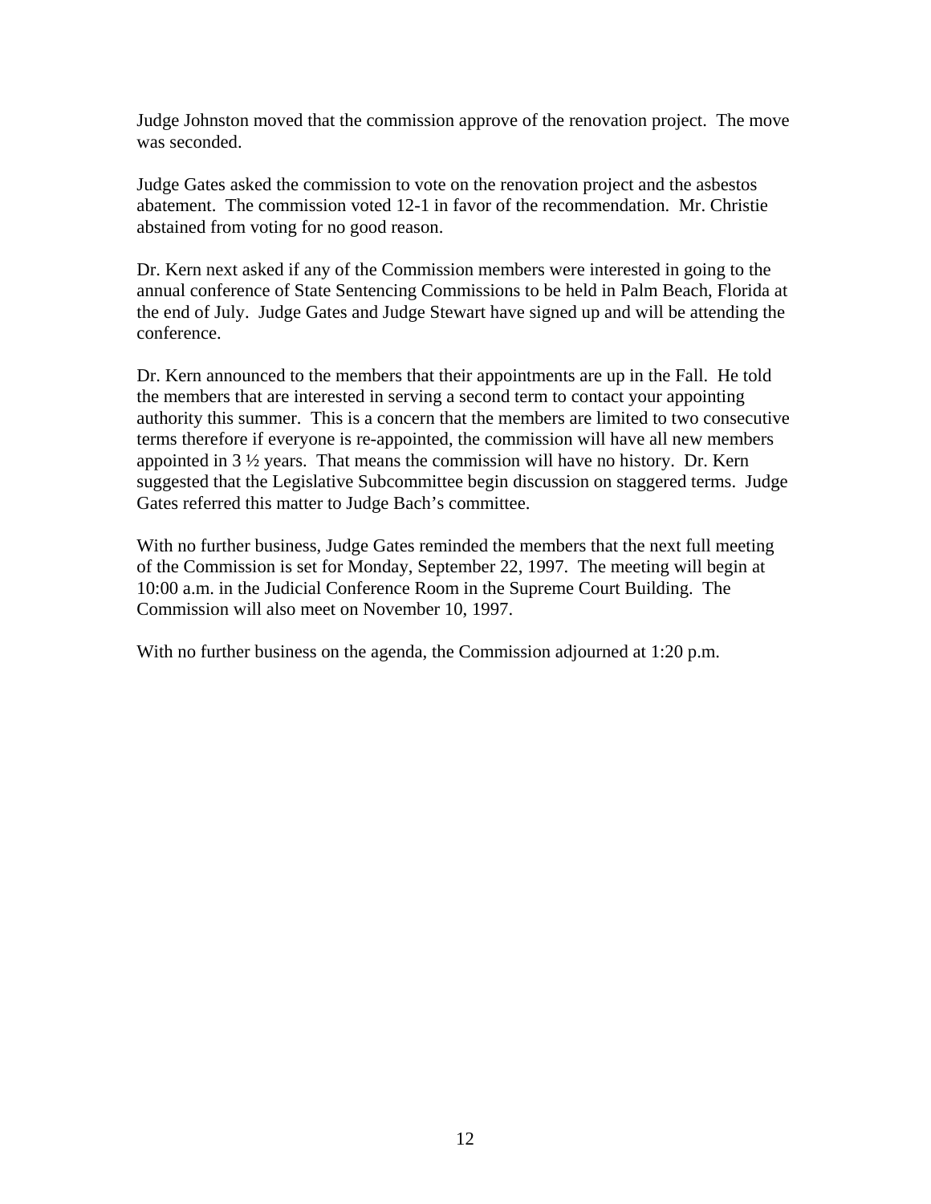Judge Johnston moved that the commission approve of the renovation project. The move was seconded.

Judge Gates asked the commission to vote on the renovation project and the asbestos abatement. The commission voted 12-1 in favor of the recommendation. Mr. Christie abstained from voting for no good reason.

Dr. Kern next asked if any of the Commission members were interested in going to the annual conference of State Sentencing Commissions to be held in Palm Beach, Florida at the end of July. Judge Gates and Judge Stewart have signed up and will be attending the conference.

Dr. Kern announced to the members that their appointments are up in the Fall. He told the members that are interested in serving a second term to contact your appointing authority this summer. This is a concern that the members are limited to two consecutive terms therefore if everyone is re-appointed, the commission will have all new members appointed in 3 ½ years. That means the commission will have no history. Dr. Kern suggested that the Legislative Subcommittee begin discussion on staggered terms. Judge Gates referred this matter to Judge Bach's committee.

With no further business, Judge Gates reminded the members that the next full meeting of the Commission is set for Monday, September 22, 1997. The meeting will begin at 10:00 a.m. in the Judicial Conference Room in the Supreme Court Building. The Commission will also meet on November 10, 1997.

With no further business on the agenda, the Commission adjourned at 1:20 p.m.